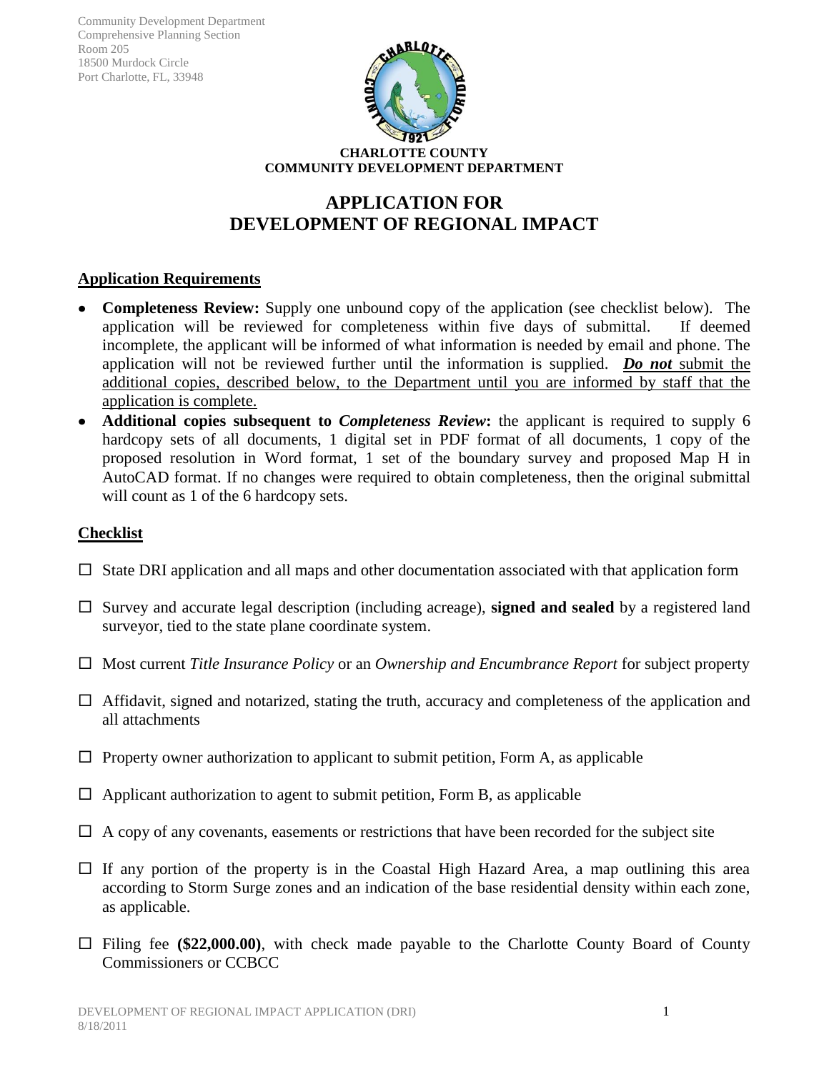Community Development Department
Comprehensive Planning Section
Room 205
18500 Murdock Circle
Port Charlotte, FL, 33948

**CHARLOTTE COUNTY**
**COMMUNITY DEVELOPMENT DEPARTMENT**

# APPLICATION FOR DEVELOPMENT OF REGIONAL IMPACT

## Application Requirements

- **Completeness Review:** Supply one unbound copy of the application (see checklist below). The application will be reviewed for completeness within five days of submittal. If deemed incomplete, the applicant will be informed of what information is needed by email and phone. The application will not be reviewed further until the information is supplied. ***Do not*** submit the additional copies, described below, to the Department until you are informed by staff that the application is complete.
- **Additional copies subsequent to *Completeness Review*:** the applicant is required to supply 6 hardcopy sets of all documents, 1 digital set in PDF format of all documents, 1 copy of the proposed resolution in Word format, 1 set of the boundary survey and proposed Map H in AutoCAD format. If no changes were required to obtain completeness, then the original submittal will count as 1 of the 6 hardcopy sets.

## Checklist

- ☐ State DRI application and all maps and other documentation associated with that application form
- ☐ Survey and accurate legal description (including acreage), **signed and sealed** by a registered land surveyor, tied to the state plane coordinate system.
- ☐ Most current *Title Insurance Policy* or an *Ownership and Encumbrance Report* for subject property
- ☐ Affidavit, signed and notarized, stating the truth, accuracy and completeness of the application and all attachments
- ☐ Property owner authorization to applicant to submit petition, Form A, as applicable
- ☐ Applicant authorization to agent to submit petition, Form B, as applicable
- ☐ A copy of any covenants, easements or restrictions that have been recorded for the subject site
- ☐ If any portion of the property is in the Coastal High Hazard Area, a map outlining this area according to Storm Surge zones and an indication of the base residential density within each zone, as applicable.
- ☐ Filing fee **($22,000.00)**, with check made payable to the Charlotte County Board of County Commissioners or CCBCC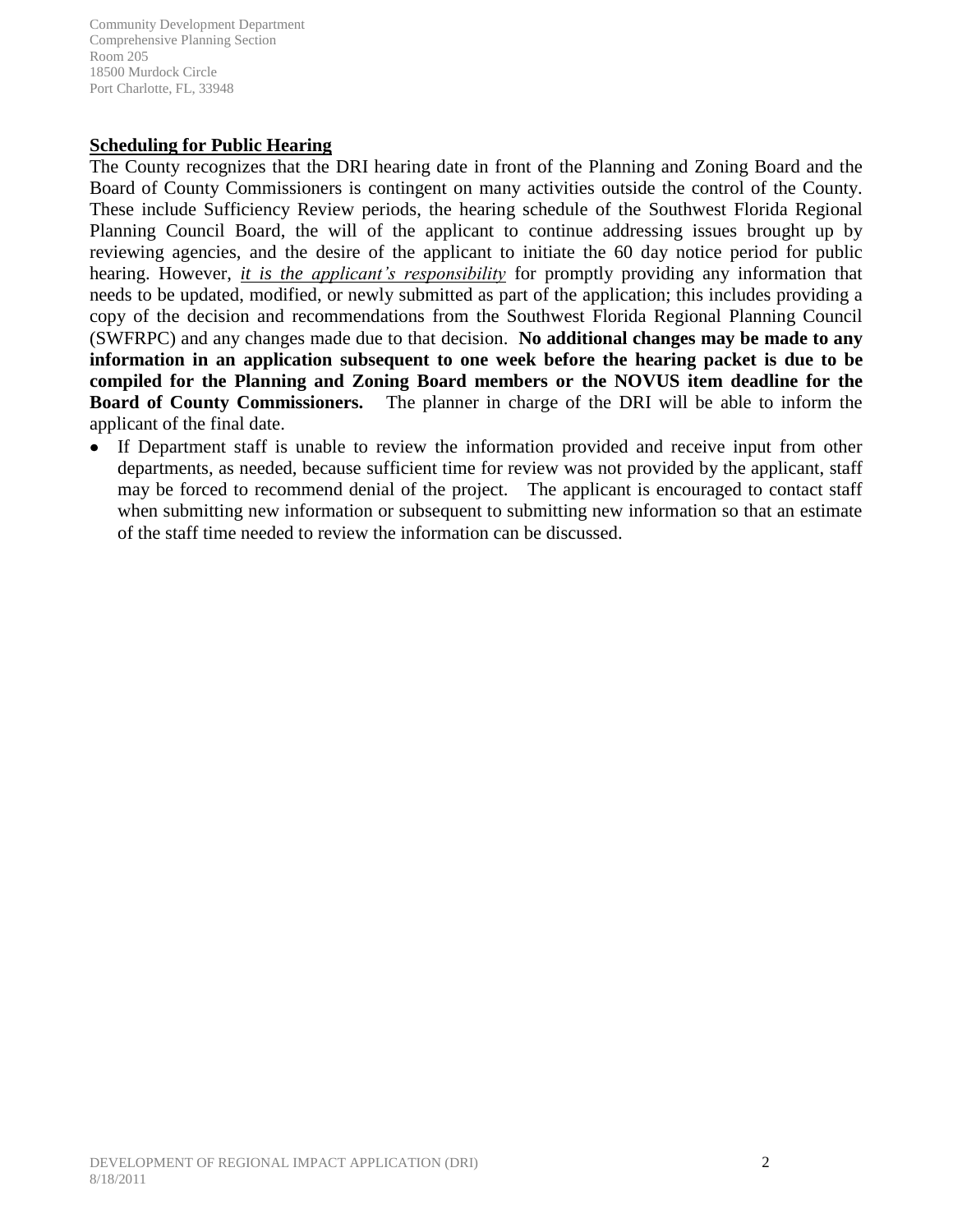## Scheduling for Public Hearing

The County recognizes that the DRI hearing date in front of the Planning and Zoning Board and the Board of County Commissioners is contingent on many activities outside the control of the County. These include Sufficiency Review periods, the hearing schedule of the Southwest Florida Regional Planning Council Board, the will of the applicant to continue addressing issues brought up by reviewing agencies, and the desire of the applicant to initiate the 60 day notice period for public hearing. However, ***it is the applicant's responsibility*** for promptly providing any information that needs to be updated, modified, or newly submitted as part of the application; this includes providing a copy of the decision and recommendations from the Southwest Florida Regional Planning Council (SWFRPC) and any changes made due to that decision. **No additional changes may be made to any information in an application subsequent to one week before the hearing packet is due to be compiled for the Planning and Zoning Board members or the NOVUS item deadline for the Board of County Commissioners.** The planner in charge of the DRI will be able to inform the applicant of the final date.

- If Department staff is unable to review the information provided and receive input from other departments, as needed, because sufficient time for review was not provided by the applicant, staff may be forced to recommend denial of the project. The applicant is encouraged to contact staff when submitting new information or subsequent to submitting new information so that an estimate of the staff time needed to review the information can be discussed.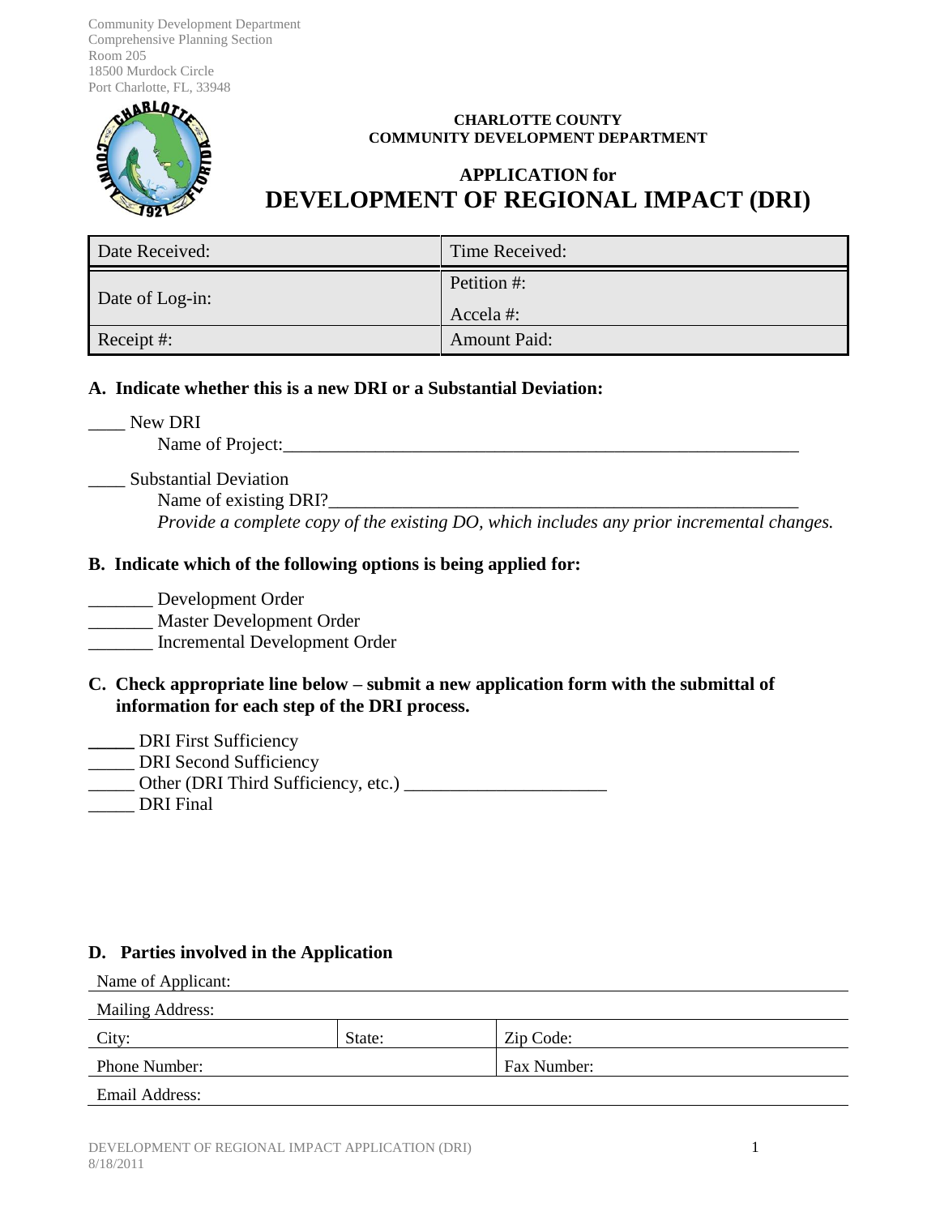Community Development Department
Comprehensive Planning Section
Room 205
18500 Murdock Circle
Port Charlotte, FL, 33948

**CHARLOTTE COUNTY**
**COMMUNITY DEVELOPMENT DEPARTMENT**

## APPLICATION for
# DEVELOPMENT OF REGIONAL IMPACT (DRI)

| Date Received: | Time Received: |
|---|---|
| Date of Log-in: | Petition #: <br> Accela #: |
| Receipt #: | Amount Paid: |

### A. Indicate whether this is a new DRI or a Substantial Deviation:

____ New DRI
Name of Project:___________________________________________________________

____ Substantial Deviation
Name of existing DRI?_____________________________________________________
*Provide a complete copy of the existing DO, which includes any prior incremental changes.*

### B. Indicate which of the following options is being applied for:

_______ Development Order
_______ Master Development Order
_______ Incremental Development Order

### C. Check appropriate line below – submit a new application form with the submittal of information for each step of the DRI process.

_____ DRI First Sufficiency
_____ DRI Second Sufficiency
_____ Other (DRI Third Sufficiency, etc.) ______________________
_____ DRI Final

### D. Parties involved in the Application

| Name of Applicant: | | |
|---|---|---|
| Mailing Address: | | |
| City: | State: | Zip Code: |
| Phone Number: | | Fax Number: |
| Email Address: | | |

DEVELOPMENT OF REGIONAL IMPACT APPLICATION (DRI)
8/18/2011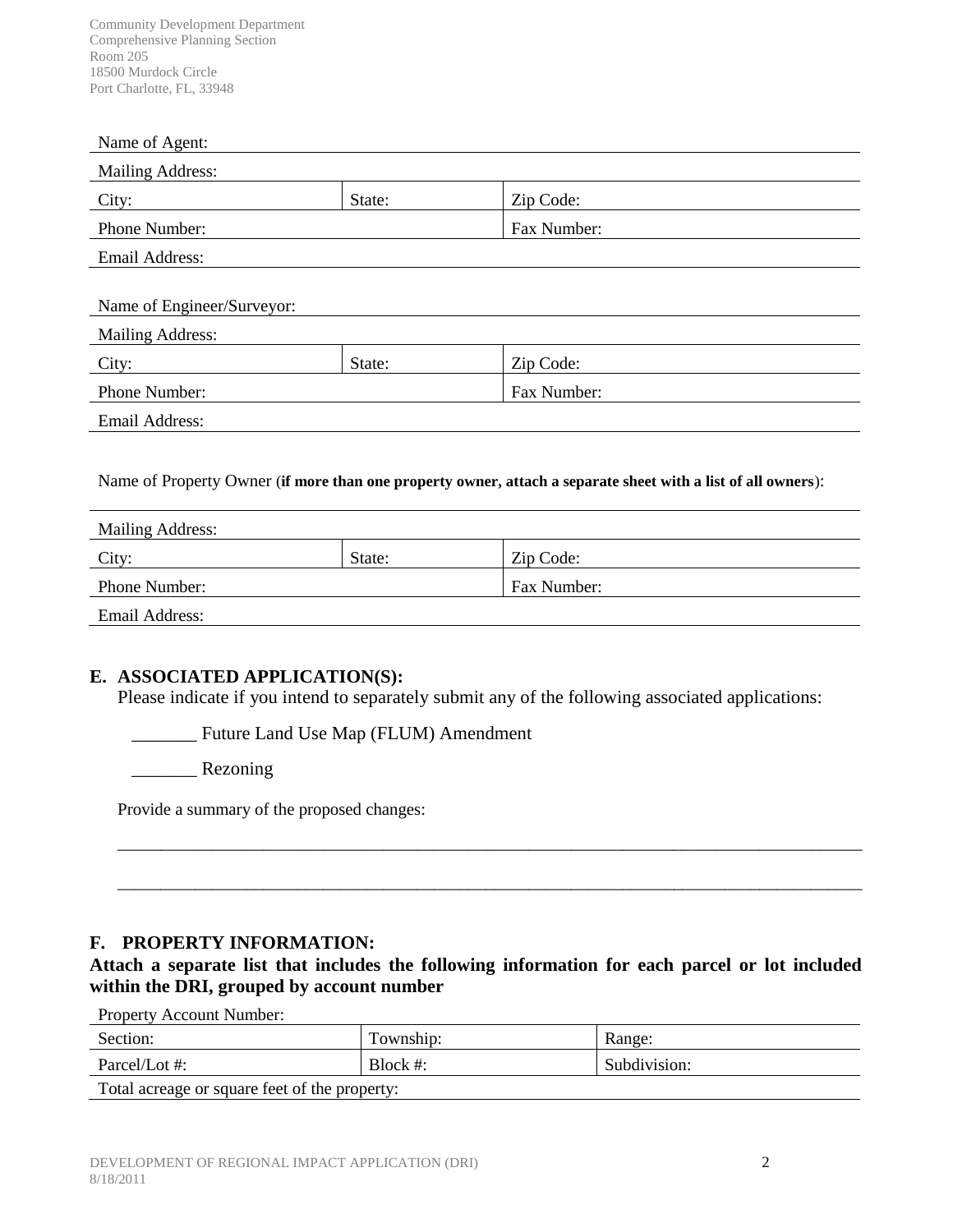Community Development Department
Comprehensive Planning Section
Room 205
18500 Murdock Circle
Port Charlotte, FL, 33948

| Name of Agent: | | |
|---|---|---|
| Mailing Address: | | |
| City: | State: | Zip Code: |
| Phone Number: | | Fax Number: |
| Email Address: | | |

| Name of Engineer/Surveyor: | | |
|---|---|---|
| Mailing Address: | | |
| City: | State: | Zip Code: |
| Phone Number: | | Fax Number: |
| Email Address: | | |

Name of Property Owner (**if more than one property owner, attach a separate sheet with a list of all owners**):

| Mailing Address: | | |
|---|---|---|
| City: | State: | Zip Code: |
| Phone Number: | | Fax Number: |
| Email Address: | | |

## E. ASSOCIATED APPLICATION(S):

Please indicate if you intend to separately submit any of the following associated applications:

_______ Future Land Use Map (FLUM) Amendment

_______ Rezoning

Provide a summary of the proposed changes:

_________________________________________________________________________________

_________________________________________________________________________________

## F. PROPERTY INFORMATION:

**Attach a separate list that includes the following information for each parcel or lot included within the DRI, grouped by account number**

| Property Account Number: | | |
|---|---|---|
| Section: | Township: | Range: |
| Parcel/Lot #: | Block #: | Subdivision: |
| Total acreage or square feet of the property: | | |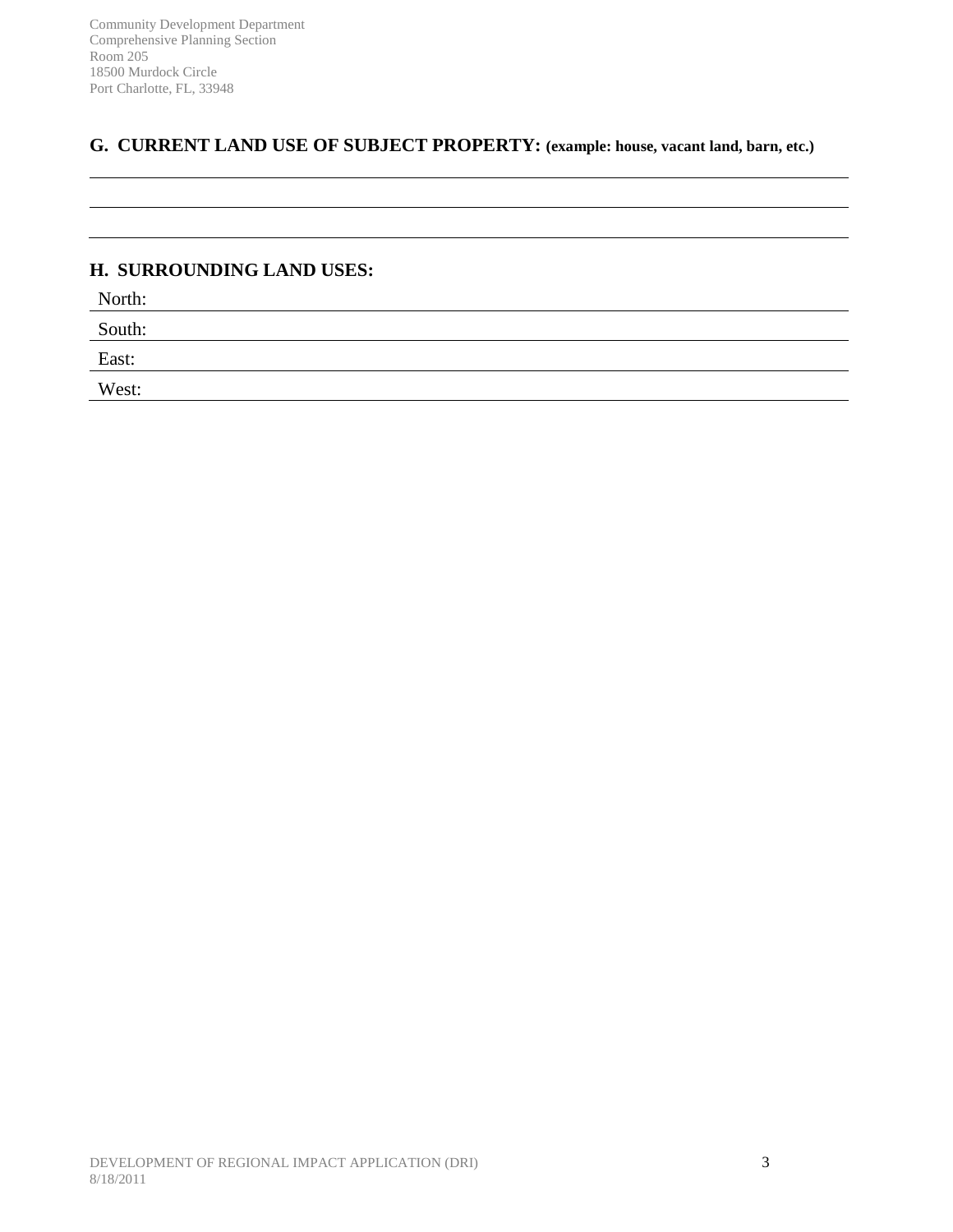## G. CURRENT LAND USE OF SUBJECT PROPERTY: (example: house, vacant land, barn, etc.)

## H. SURROUNDING LAND USES:

North:

South:

East:

West: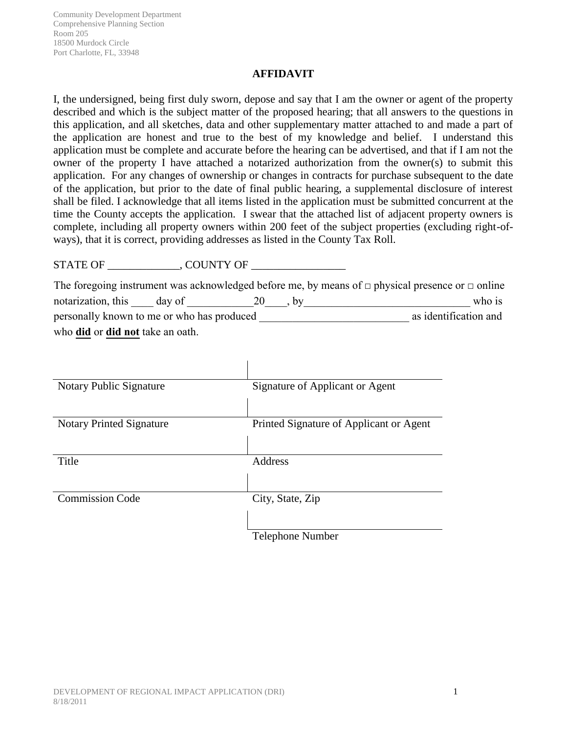Community Development Department
Comprehensive Planning Section
Room 205
18500 Murdock Circle
Port Charlotte, FL, 33948

# AFFIDAVIT

I, the undersigned, being first duly sworn, depose and say that I am the owner or agent of the property described and which is the subject matter of the proposed hearing; that all answers to the questions in this application, and all sketches, data and other supplementary matter attached to and made a part of the application are honest and true to the best of my knowledge and belief. I understand this application must be complete and accurate before the hearing can be advertised, and that if I am not the owner of the property I have attached a notarized authorization from the owner(s) to submit this application. For any changes of ownership or changes in contracts for purchase subsequent to the date of the application, but prior to the date of final public hearing, a supplemental disclosure of interest shall be filed. I acknowledge that all items listed in the application must be submitted concurrent at the time the County accepts the application. I swear that the attached list of adjacent property owners is complete, including all property owners within 200 feet of the subject properties (excluding right-of-ways), that it is correct, providing addresses as listed in the County Tax Roll.

STATE OF _____________, COUNTY OF _________________

The foregoing instrument was acknowledged before me, by means of □ physical presence or □ online notarization, this ____ day of ____________20____, by______________________________ who is personally known to me or who has produced __________________________ as identification and who **did** or **did not** take an oath.

| | |
|---|---|
| Notary Public Signature | Signature of Applicant or Agent |
| Notary Printed Signature | Printed Signature of Applicant or Agent |
| Title | Address |
| Commission Code | City, State, Zip |
| | Telephone Number |

DEVELOPMENT OF REGIONAL IMPACT APPLICATION (DRI)
8/18/2011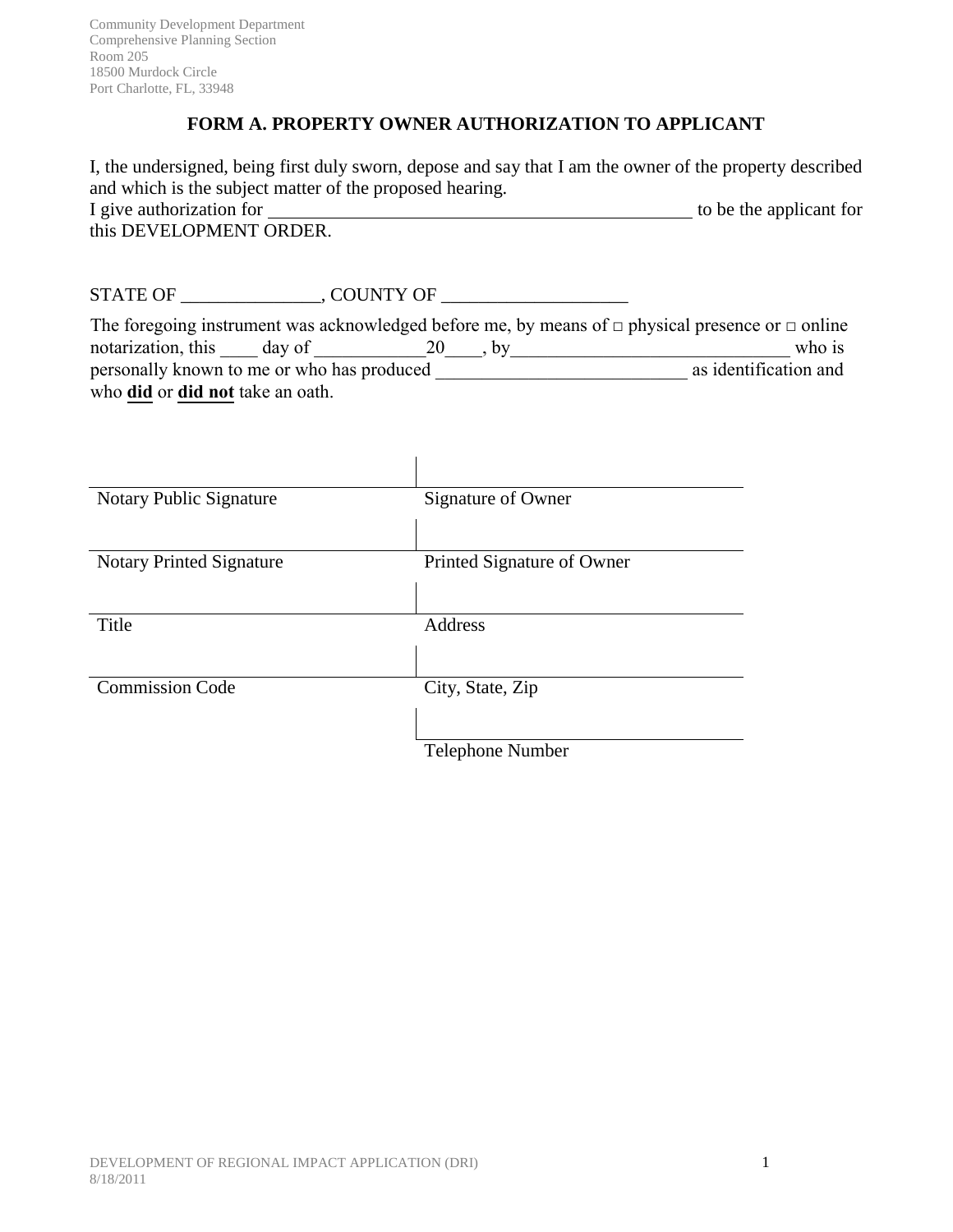Community Development Department
Comprehensive Planning Section
Room 205
18500 Murdock Circle
Port Charlotte, FL, 33948

## FORM A. PROPERTY OWNER AUTHORIZATION TO APPLICANT

I, the undersigned, being first duly sworn, depose and say that I am the owner of the property described and which is the subject matter of the proposed hearing.
I give authorization for ______________________________________________ to be the applicant for this DEVELOPMENT ORDER.

STATE OF ______________, COUNTY OF ___________________

The foregoing instrument was acknowledged before me, by means of □ physical presence or □ online notarization, this ____ day of ____________20____, by_____________________________ who is personally known to me or who has produced __________________________ as identification and who **did** or **did not** take an oath.

| | |
|---|---|
| Notary Public Signature | Signature of Owner |
| Notary Printed Signature | Printed Signature of Owner |
| Title | Address |
| Commission Code | City, State, Zip |
| | Telephone Number |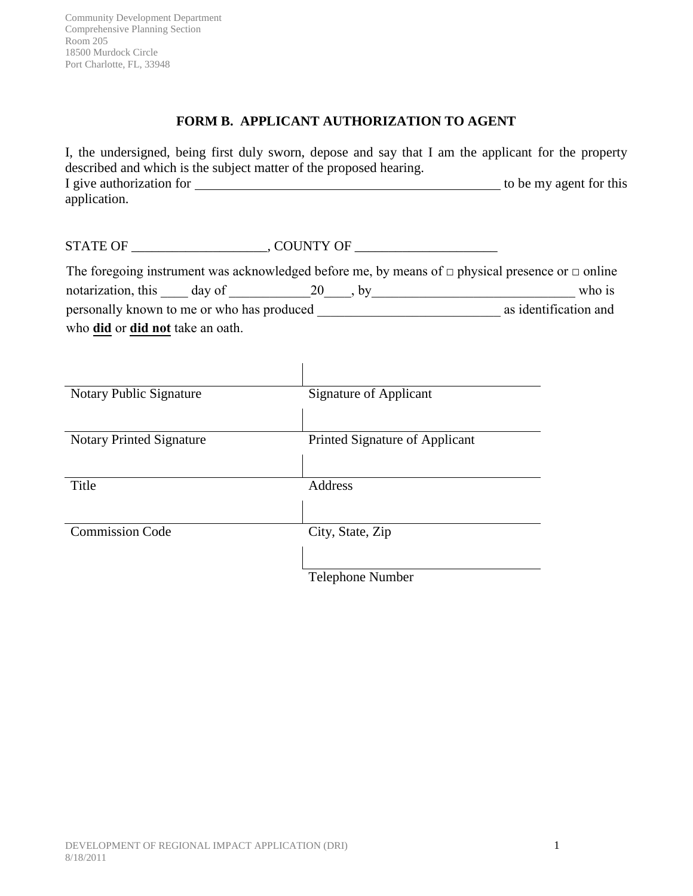Community Development Department
Comprehensive Planning Section
Room 205
18500 Murdock Circle
Port Charlotte, FL, 33948

## FORM B. APPLICANT AUTHORIZATION TO AGENT

I, the undersigned, being first duly sworn, depose and say that I am the applicant for the property described and which is the subject matter of the proposed hearing.
I give authorization for ______________________________________________ to be my agent for this application.

STATE OF ___________________, COUNTY OF ____________________

The foregoing instrument was acknowledged before me, by means of □ physical presence or □ online notarization, this ____ day of ___________20____, by _____________________________ who is personally known to me or who has produced __________________________ as identification and who **did** or **did not** take an oath.

| | |
|---|---|
| Notary Public Signature | Signature of Applicant |
| Notary Printed Signature | Printed Signature of Applicant |
| Title | Address |
| Commission Code | City, State, Zip |
| | Telephone Number |

DEVELOPMENT OF REGIONAL IMPACT APPLICATION (DRI)
8/18/2011